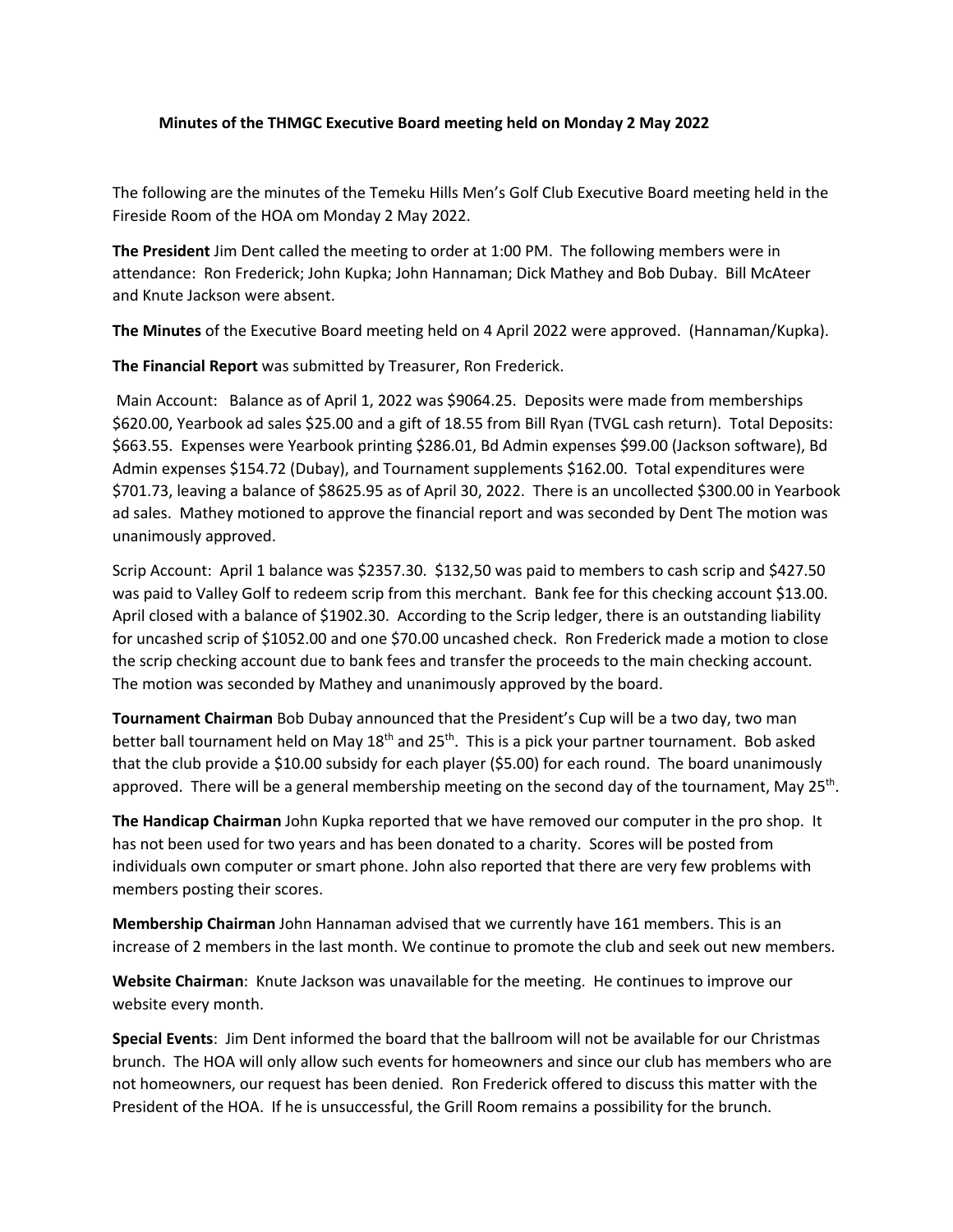**Minutes of the THMGC Executive Board meeting held on Monday 2 May 2022**

The following are the minutes of the Temeku Hills Men's Golf Club Executive Board meeting held in the Fireside Room of the HOA om Monday 2 May 2022.

**The President** Jim Dent called the meeting to order at 1:00 PM. The following members were in attendance: Ron Frederick; John Kupka; John Hannaman; Dick Mathey and Bob Dubay. Bill McAteer and Knute Jackson were absent.

**The Minutes** of the Executive Board meeting held on 4 April 2022 were approved. (Hannaman/Kupka).

**The Financial Report** was submitted by Treasurer, Ron Frederick.

Main Account: Balance as of April 1, 2022 was $9064.25. Deposits were made from memberships $620.00, Yearbook ad sales $25.00 and a gift of 18.55 from Bill Ryan (TVGL cash return). Total Deposits: $663.55. Expenses were Yearbook printing $286.01, Bd Admin expenses $99.00 (Jackson software), Bd Admin expenses $154.72 (Dubay), and Tournament supplements $162.00. Total expenditures were $701.73, leaving a balance of $8625.95 as of April 30, 2022. There is an uncollected $300.00 in Yearbook ad sales. Mathey motioned to approve the financial report and was seconded by Dent The motion was unanimously approved.

Scrip Account: April 1 balance was $2357.30. $132,50 was paid to members to cash scrip and $427.50 was paid to Valley Golf to redeem scrip from this merchant. Bank fee for this checking account $13.00. April closed with a balance of $1902.30. According to the Scrip ledger, there is an outstanding liability for uncashed scrip of $1052.00 and one $70.00 uncashed check. Ron Frederick made a motion to close the scrip checking account due to bank fees and transfer the proceeds to the main checking account. The motion was seconded by Mathey and unanimously approved by the board.

**Tournament Chairman** Bob Dubay announced that the President's Cup will be a two day, two man better ball tournament held on May 18th and 25th. This is a pick your partner tournament. Bob asked that the club provide a $10.00 subsidy for each player ($5.00) for each round. The board unanimously approved. There will be a general membership meeting on the second day of the tournament, May 25th.

**The Handicap Chairman** John Kupka reported that we have removed our computer in the pro shop. It has not been used for two years and has been donated to a charity. Scores will be posted from individuals own computer or smart phone. John also reported that there are very few problems with members posting their scores.

**Membership Chairman** John Hannaman advised that we currently have 161 members. This is an increase of 2 members in the last month. We continue to promote the club and seek out new members.

**Website Chairman**: Knute Jackson was unavailable for the meeting. He continues to improve our website every month.

**Special Events**: Jim Dent informed the board that the ballroom will not be available for our Christmas brunch. The HOA will only allow such events for homeowners and since our club has members who are not homeowners, our request has been denied. Ron Frederick offered to discuss this matter with the President of the HOA. If he is unsuccessful, the Grill Room remains a possibility for the brunch.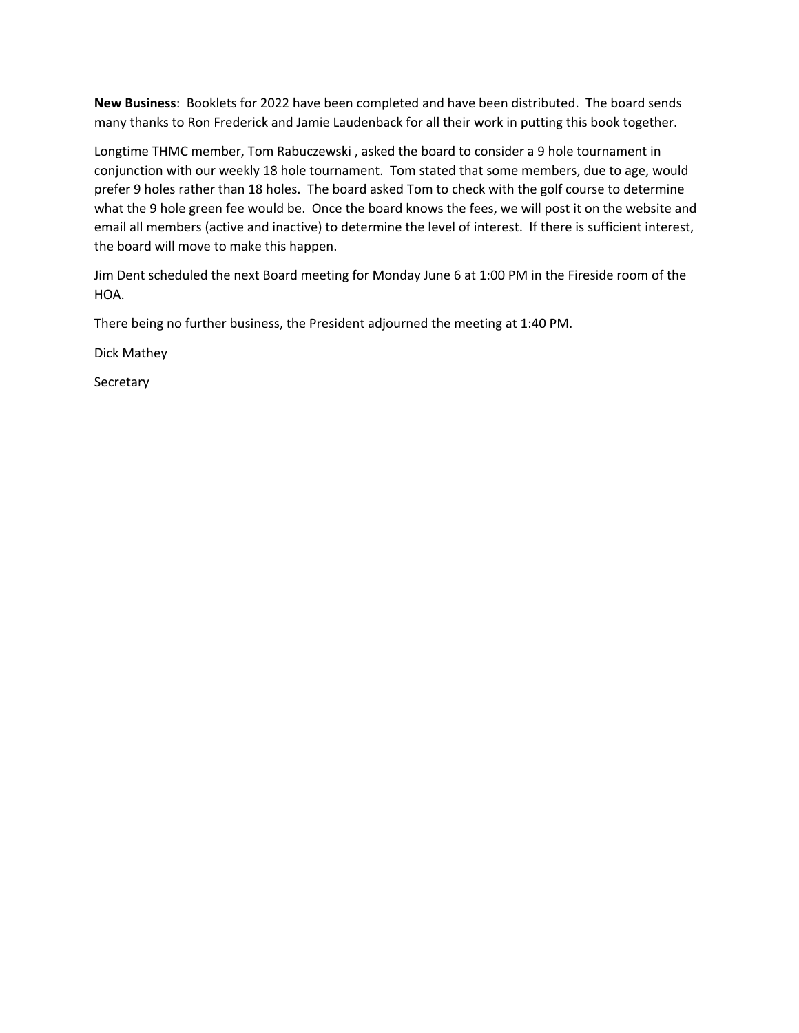**New Business**: Booklets for 2022 have been completed and have been distributed. The board sends many thanks to Ron Frederick and Jamie Laudenback for all their work in putting this book together.

Longtime THMC member, Tom Rabuczewski , asked the board to consider a 9 hole tournament in conjunction with our weekly 18 hole tournament. Tom stated that some members, due to age, would prefer 9 holes rather than 18 holes. The board asked Tom to check with the golf course to determine what the 9 hole green fee would be. Once the board knows the fees, we will post it on the website and email all members (active and inactive) to determine the level of interest. If there is sufficient interest, the board will move to make this happen.

Jim Dent scheduled the next Board meeting for Monday June 6 at 1:00 PM in the Fireside room of the HOA.

There being no further business, the President adjourned the meeting at 1:40 PM.

Dick Mathey

Secretary